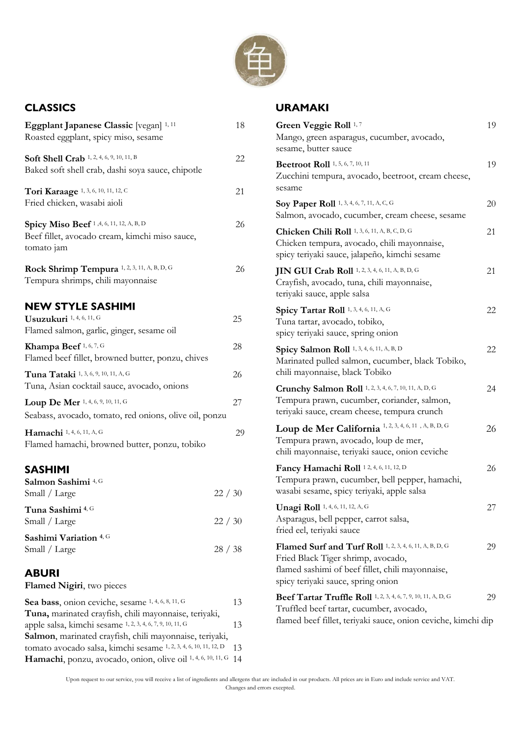## CLASSICS

**Eggplant Japanese Classic** [vegan] [1, 11] — 18
Roasted eggplant, spicy miso, sesame

**Soft Shell Crab** [1, 2, 4, 6, 9, 10, 11, B] — 22
Baked soft shell crab, dashi soya sauce, chipotle

**Tori Karaage** [1, 3, 6, 10, 11, 12, C] — 21
Fried chicken, wasabi aioli

**Spicy Miso Beef** [1, 4, 6, 11, 12, A, B, D] — 26
Beef fillet, avocado cream, kimchi miso sauce, tomato jam

**Rock Shrimp Tempura** [1, 2, 3, 11, A, B, D, G] — 26
Tempura shrimps, chili mayonnaise

## NEW STYLE SASHIMI

**Usuzukuri** [1, 4, 6, 11, G] — 25
Flamed salmon, garlic, ginger, sesame oil

**Khampa Beef** [1, 6, 7, G] — 28
Flamed beef fillet, browned butter, ponzu, chives

**Tuna Tataki** [1, 3, 6, 9, 10, 11, A, G] — 26
Tuna, Asian cocktail sauce, avocado, onions

**Loup De Mer** [1, 4, 6, 9, 10, 11, G] — 27
Seabass, avocado, tomato, red onions, olive oil, ponzu

**Hamachi** [1, 4, 6, 11, A, G] — 29
Flamed hamachi, browned butter, ponzu, tobiko

## SASHIMI

**Salmon Sashimi** [4, G]
Small / Large — 22 / 30

**Tuna Sashimi** [4, G]
Small / Large — 22 / 30

**Sashimi Variation** [4, G]
Small / Large — 28 / 38

## ABURI

**Flamed Nigiri**, two pieces

**Sea bass**, onion ceviche, sesame [1, 4, 6, 8, 11, G] — 13

**Tuna,** marinated crayfish, chili mayonnaise, teriyaki, apple salsa, kimchi sesame [1, 2, 3, 4, 6, 7, 9, 10, 11, G] — 13

**Salmon**, marinated crayfish, chili mayonnaise, teriyaki, tomato avocado salsa, kimchi sesame [1, 2, 3, 4, 6, 10, 11, 12, D] — 13

**Hamachi**, ponzu, avocado, onion, olive oil [1, 4, 6, 10, 11, G] — 14

## URAMAKI

**Green Veggie Roll** [1, 7] — 19
Mango, green asparagus, cucumber, avocado, sesame, butter sauce

**Beetroot Roll** [1, 5, 6, 7, 10, 11] — 19
Zucchini tempura, avocado, beetroot, cream cheese, sesame

**Soy Paper Roll** [1, 3, 4, 6, 7, 11, A, C, G] — 20
Salmon, avocado, cucumber, cream cheese, sesame

**Chicken Chili Roll** [1, 3, 6, 11, A, B, C, D, G] — 21
Chicken tempura, avocado, chili mayonnaise, spicy teriyaki sauce, jalapeño, kimchi sesame

**JIN GUI Crab Roll** [1, 2, 3, 4, 6, 11, A, B, D, G] — 21
Crayfish, avocado, tuna, chili mayonnaise, teriyaki sauce, apple salsa

**Spicy Tartar Roll** [1, 3, 4, 6, 11, A, G] — 22
Tuna tartar, avocado, tobiko, spicy teriyaki sauce, spring onion

**Spicy Salmon Roll** [1, 3, 4, 6, 11, A, B, D] — 22
Marinated pulled salmon, cucumber, black Tobiko, chili mayonnaise, black Tobiko

**Crunchy Salmon Roll** [1, 2, 3, 4, 6, 7, 10, 11, A, D, G] — 24
Tempura prawn, cucumber, coriander, salmon, teriyaki sauce, cream cheese, tempura crunch

**Loup de Mer California** [1, 2, 3, 4, 6, 11, A, B, D, G] — 26
Tempura prawn, avocado, loup de mer, chili mayonnaise, teriyaki sauce, onion ceviche

**Fancy Hamachi Roll** [1 2, 4, 6, 11, 12, D] — 26
Tempura prawn, cucumber, bell pepper, hamachi, wasabi sesame, spicy teriyaki, apple salsa

**Unagi Roll** [1, 4, 6, 11, 12, A, G] — 27
Asparagus, bell pepper, carrot salsa, fried eel, teriyaki sauce

**Flamed Surf and Turf Roll** [1, 2, 3, 4, 6, 11, A, B, D, G] — 29
Fried Black Tiger shrimp, avocado, flamed sashimi of beef fillet, chili mayonnaise, spicy teriyaki sauce, spring onion

**Beef Tartar Truffle Roll** [1, 2, 3, 4, 6, 7, 9, 10, 11, A, D, G] — 29
Truffled beef tartar, cucumber, avocado, flamed beef fillet, teriyaki sauce, onion ceviche, kimchi dip

Upon request to our service, you will receive a list of ingredients and allergens that are included in our products. All prices are in Euro and include service and VAT. Changes and errors excepted.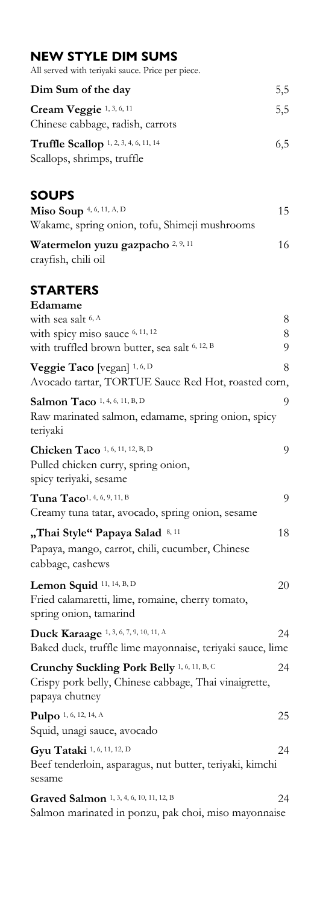## NEW STYLE DIM SUMS

All served with teriyaki sauce. Price per piece.

**Dim Sum of the day** 5,5

**Cream Veggie** [1, 3, 6, 11]
Chinese cabbage, radish, carrots 5,5

**Truffle Scallop** [1, 2, 3, 4, 6, 11, 14]
Scallops, shrimps, truffle 6,5

## SOUPS

**Miso Soup** [4, 6, 11, A, D] 15
Wakame, spring onion, tofu, Shimeji mushrooms

**Watermelon yuzu gazpacho** [2, 9, 11] 16
crayfish, chili oil

## STARTERS

**Edamame**
with sea salt [6, A] 8
with spicy miso sauce [6, 11, 12] 8
with truffled brown butter, sea salt [6, 12, B] 9

**Veggie Taco** [vegan] [1, 6, D] 8
Avocado tartar, TORTUE Sauce Red Hot, roasted corn,

**Salmon Taco** [1, 4, 6, 11, B, D] 9
Raw marinated salmon, edamame, spring onion, spicy teriyaki

**Chicken Taco** [1, 6, 11, 12, B, D] 9
Pulled chicken curry, spring onion, spicy teriyaki, sesame

**Tuna Taco**[1, 4, 6, 9, 11, B] 9
Creamy tuna tatar, avocado, spring onion, sesame

**„Thai Style" Papaya Salad** [8, 11] 18
Papaya, mango, carrot, chili, cucumber, Chinese cabbage, cashews

**Lemon Squid** [11, 14, B, D] 20
Fried calamaretti, lime, romaine, cherry tomato, spring onion, tamarind

**Duck Karaage** [1, 3, 6, 7, 9, 10, 11, A] 24
Baked duck, truffle lime mayonnaise, teriyaki sauce, lime

**Crunchy Suckling Pork Belly** [1, 6, 11, B, C] 24
Crispy pork belly, Chinese cabbage, Thai vinaigrette, papaya chutney

**Pulpo** [1, 6, 12, 14, A] 25
Squid, unagi sauce, avocado

**Gyu Tataki** [1, 6, 11, 12, D] 24
Beef tenderloin, asparagus, nut butter, teriyaki, kimchi sesame

**Graved Salmon** [1, 3, 4, 6, 10, 11, 12, B] 24
Salmon marinated in ponzu, pak choi, miso mayonnaise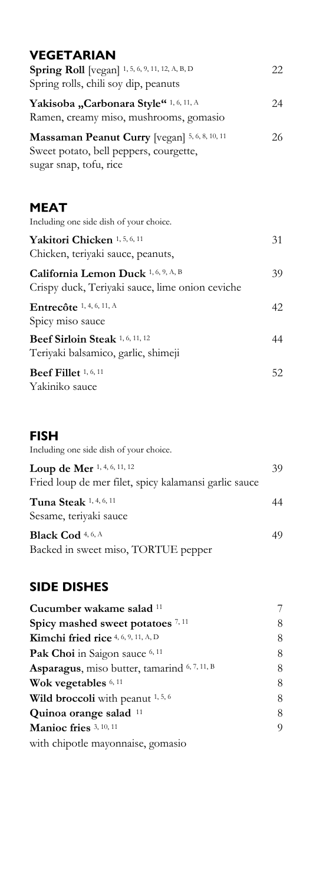## VEGETARIAN

**Spring Roll** [vegan] [1, 5, 6, 9, 11, 12, A, B, D] 22
Spring rolls, chili soy dip, peanuts

**Yakisoba „Carbonara Style"** [1, 6, 11, A] 24
Ramen, creamy miso, mushrooms, gomasio

**Massaman Peanut Curry** [vegan] [5, 6, 8, 10, 11] 26
Sweet potato, bell peppers, courgette, sugar snap, tofu, rice

## MEAT

Including one side dish of your choice.

**Yakitori Chicken** [1, 5, 6, 11] 31
Chicken, teriyaki sauce, peanuts,

**California Lemon Duck** [1, 6, 9, A, B] 39
Crispy duck, Teriyaki sauce, lime onion ceviche

**Entrecôte** [1, 4, 6, 11, A] 42
Spicy miso sauce

**Beef Sirloin Steak** [1, 6, 11, 12] 44
Teriyaki balsamico, garlic, shimeji

**Beef Fillet** [1, 6, 11] 52
Yakiniko sauce

## FISH

Including one side dish of your choice.

**Loup de Mer** [1, 4, 6, 11, 12] 39
Fried loup de mer filet, spicy kalamansi garlic sauce

**Tuna Steak** [1, 4, 6, 11] 44
Sesame, teriyaki sauce

**Black Cod** [4, 6, A] 49
Backed in sweet miso, TORTUE pepper

## SIDE DISHES

| | |
|---|---|
| **Cucumber wakame salad** [11] | 7 |
| **Spicy mashed sweet potatoes** [7, 11] | 8 |
| **Kimchi fried rice** [4, 6, 9, 11, A, D] | 8 |
| **Pak Choi** in Saigon sauce [6, 11] | 8 |
| **Asparagus**, miso butter, tamarind [6, 7, 11, B] | 8 |
| **Wok vegetables** [6, 11] | 8 |
| **Wild broccoli** with peanut [1, 5, 6] | 8 |
| **Quinoa orange salad** [11] | 8 |
| **Manioc fries** [3, 10, 11] with chipotle mayonnaise, gomasio | 9 |